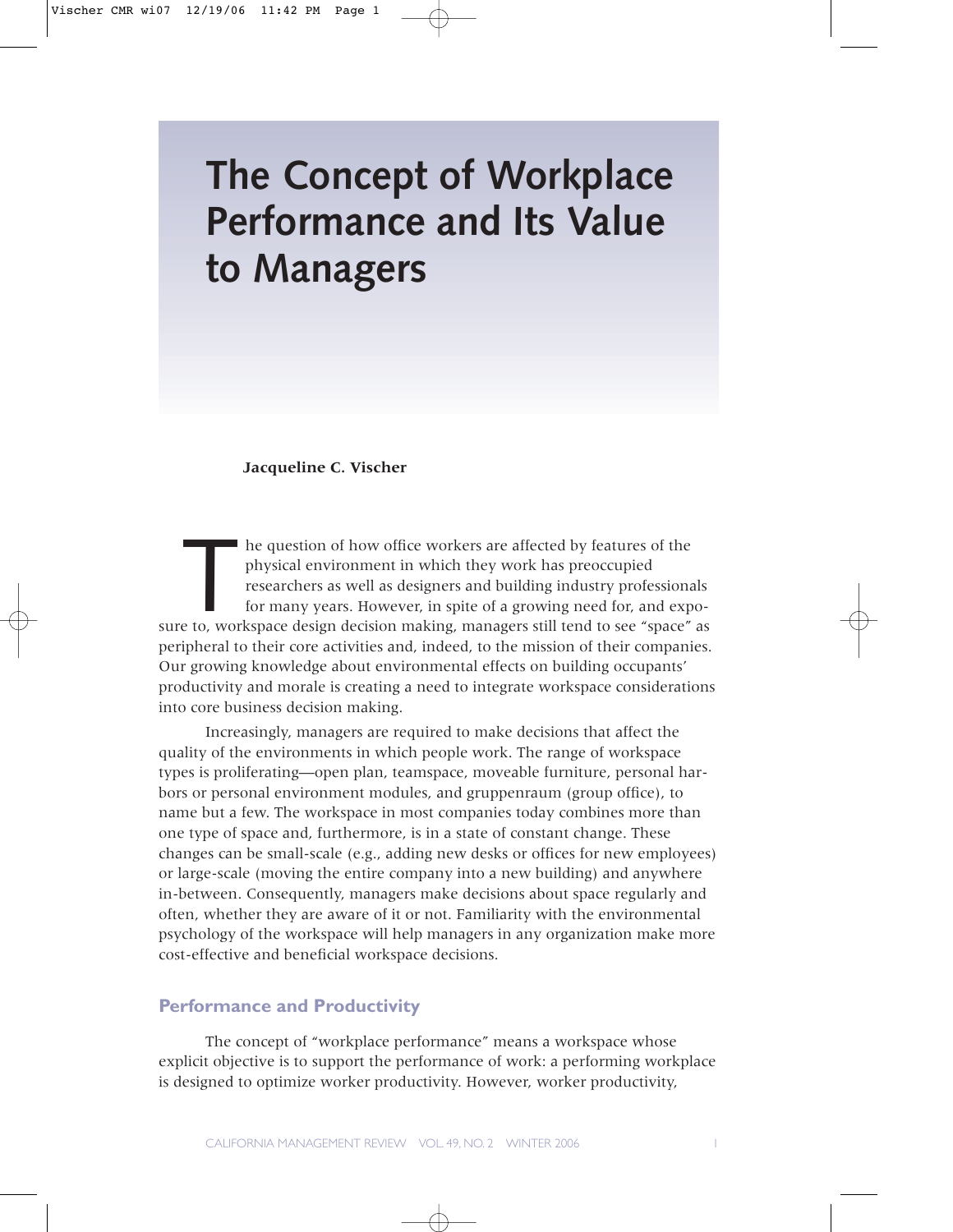# The Concept of Workplace Performance and Its Value to Managers

**Jacqueline C. Vischer**

The question of how office workers are affected by features of the physical environment in which they work has preoccupied researchers as well as designers and building industry professionals for many years. However, in spite of a growing need for, and exposure to, workspace design decision making, managers still tend to see "space" as peripheral to their core activities and, indeed, to the mission of their companies. Our growing knowledge about environmental effects on building occupants' productivity and morale is creating a need to integrate workspace considerations into core business decision making.

Increasingly, managers are required to make decisions that affect the quality of the environments in which people work. The range of workspace types is proliferating—open plan, teamspace, moveable furniture, personal harbors or personal environment modules, and gruppenraum (group office), to name but a few. The workspace in most companies today combines more than one type of space and, furthermore, is in a state of constant change. These changes can be small-scale (e.g., adding new desks or offices for new employees) or large-scale (moving the entire company into a new building) and anywhere in-between. Consequently, managers make decisions about space regularly and often, whether they are aware of it or not. Familiarity with the environmental psychology of the workspace will help managers in any organization make more cost-effective and beneficial workspace decisions.

## Performance and Productivity

The concept of "workplace performance" means a workspace whose explicit objective is to support the performance of work: a performing workplace is designed to optimize worker productivity. However, worker productivity,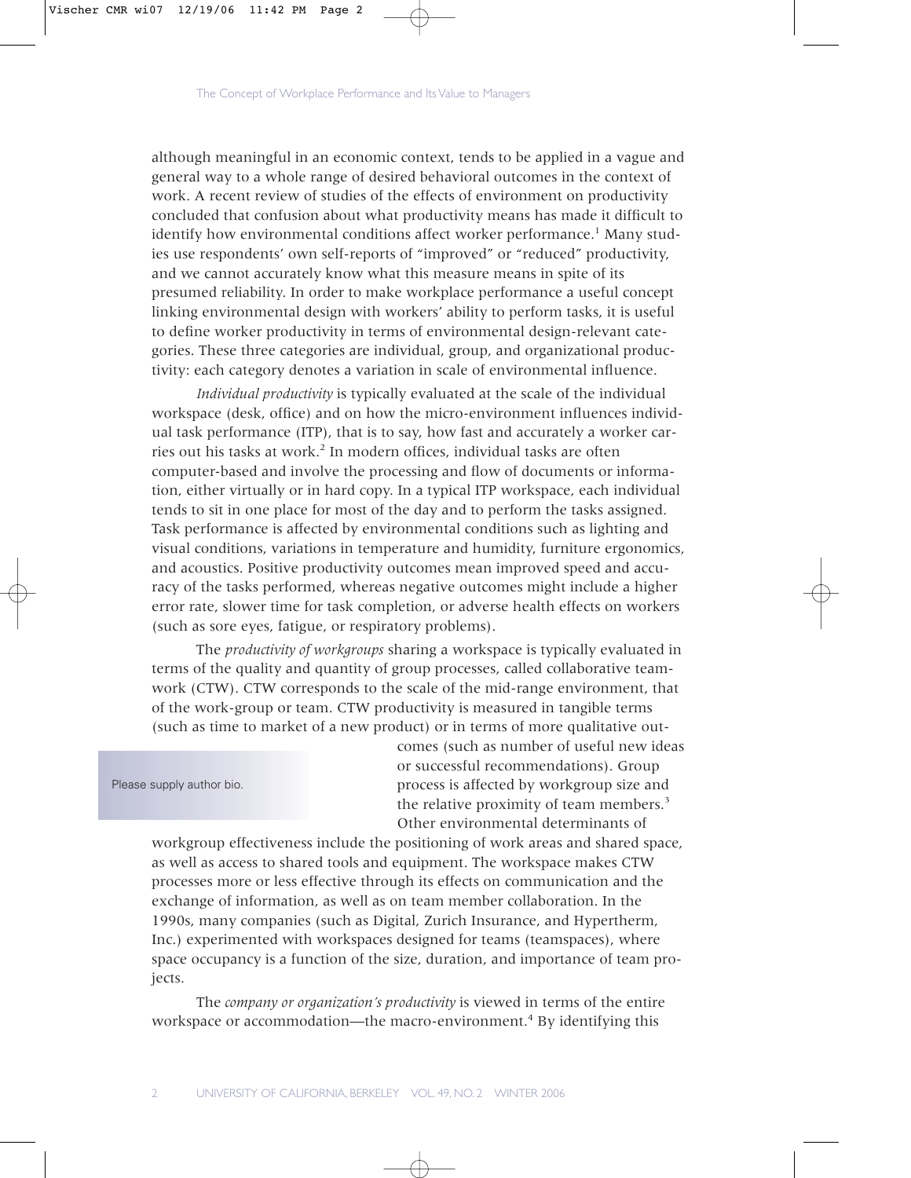although meaningful in an economic context, tends to be applied in a vague and general way to a whole range of desired behavioral outcomes in the context of work. A recent review of studies of the effects of environment on productivity concluded that confusion about what productivity means has made it difficult to identify how environmental conditions affect worker performance.[1] Many studies use respondents' own self-reports of "improved" or "reduced" productivity, and we cannot accurately know what this measure means in spite of its presumed reliability. In order to make workplace performance a useful concept linking environmental design with workers' ability to perform tasks, it is useful to define worker productivity in terms of environmental design-relevant categories. These three categories are individual, group, and organizational productivity: each category denotes a variation in scale of environmental influence.

*Individual productivity* is typically evaluated at the scale of the individual workspace (desk, office) and on how the micro-environment influences individual task performance (ITP), that is to say, how fast and accurately a worker carries out his tasks at work.[2] In modern offices, individual tasks are often computer-based and involve the processing and flow of documents or information, either virtually or in hard copy. In a typical ITP workspace, each individual tends to sit in one place for most of the day and to perform the tasks assigned. Task performance is affected by environmental conditions such as lighting and visual conditions, variations in temperature and humidity, furniture ergonomics, and acoustics. Positive productivity outcomes mean improved speed and accuracy of the tasks performed, whereas negative outcomes might include a higher error rate, slower time for task completion, or adverse health effects on workers (such as sore eyes, fatigue, or respiratory problems).

The *productivity of workgroups* sharing a workspace is typically evaluated in terms of the quality and quantity of group processes, called collaborative teamwork (CTW). CTW corresponds to the scale of the mid-range environment, that of the work-group or team. CTW productivity is measured in tangible terms (such as time to market of a new product) or in terms of more qualitative outcomes (such as number of useful new ideas or successful recommendations). Group process is affected by workgroup size and the relative proximity of team members.[3] Other environmental determinants of workgroup effectiveness include the positioning of work areas and shared space, as well as access to shared tools and equipment. The workspace makes CTW processes more or less effective through its effects on communication and the exchange of information, as well as on team member collaboration. In the 1990s, many companies (such as Digital, Zurich Insurance, and Hypertherm, Inc.) experimented with workspaces designed for teams (teamspaces), where space occupancy is a function of the size, duration, and importance of team projects.

Please supply author bio.

The *company or organization's productivity* is viewed in terms of the entire workspace or accommodation—the macro-environment.[4] By identifying this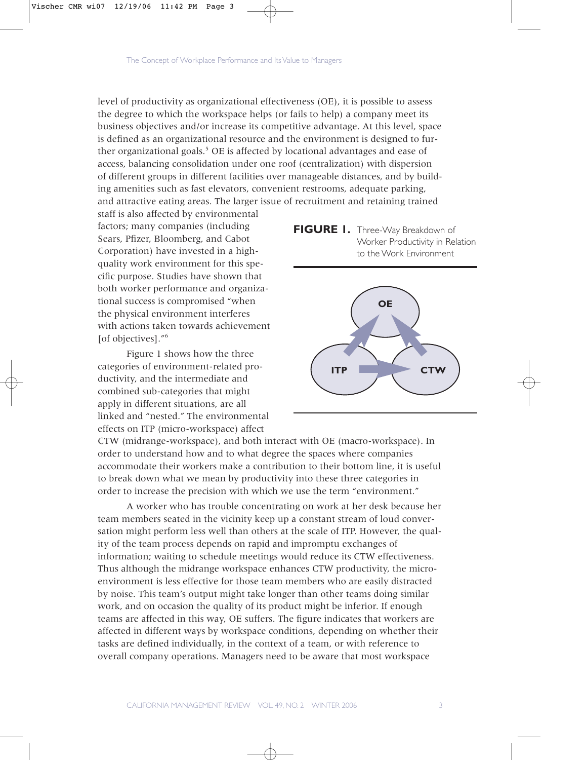level of productivity as organizational effectiveness (OE), it is possible to assess the degree to which the workspace helps (or fails to help) a company meet its business objectives and/or increase its competitive advantage. At this level, space is defined as an organizational resource and the environment is designed to further organizational goals.[5] OE is affected by locational advantages and ease of access, balancing consolidation under one roof (centralization) with dispersion of different groups in different facilities over manageable distances, and by building amenities such as fast elevators, convenient restrooms, adequate parking, and attractive eating areas. The larger issue of recruitment and retaining trained staff is also affected by environmental factors; many companies (including Sears, Pfizer, Bloomberg, and Cabot Corporation) have invested in a high-quality work environment for this specific purpose. Studies have shown that both worker performance and organizational success is compromised "when the physical environment interferes with actions taken towards achievement [of objectives]."[6]

**FIGURE 1.** Three-Way Breakdown of Worker Productivity in Relation to the Work Environment

Figure 1 shows how the three categories of environment-related productivity, and the intermediate and combined sub-categories that might apply in different situations, are all linked and "nested." The environmental effects on ITP (micro-workspace) affect CTW (midrange-workspace), and both interact with OE (macro-workspace). In order to understand how and to what degree the spaces where companies accommodate their workers make a contribution to their bottom line, it is useful to break down what we mean by productivity into these three categories in order to increase the precision with which we use the term "environment."

A worker who has trouble concentrating on work at her desk because her team members seated in the vicinity keep up a constant stream of loud conversation might perform less well than others at the scale of ITP. However, the quality of the team process depends on rapid and impromptu exchanges of information; waiting to schedule meetings would reduce its CTW effectiveness. Thus although the midrange workspace enhances CTW productivity, the micro-environment is less effective for those team members who are easily distracted by noise. This team's output might take longer than other teams doing similar work, and on occasion the quality of its product might be inferior. If enough teams are affected in this way, OE suffers. The figure indicates that workers are affected in different ways by workspace conditions, depending on whether their tasks are defined individually, in the context of a team, or with reference to overall company operations. Managers need to be aware that most workspace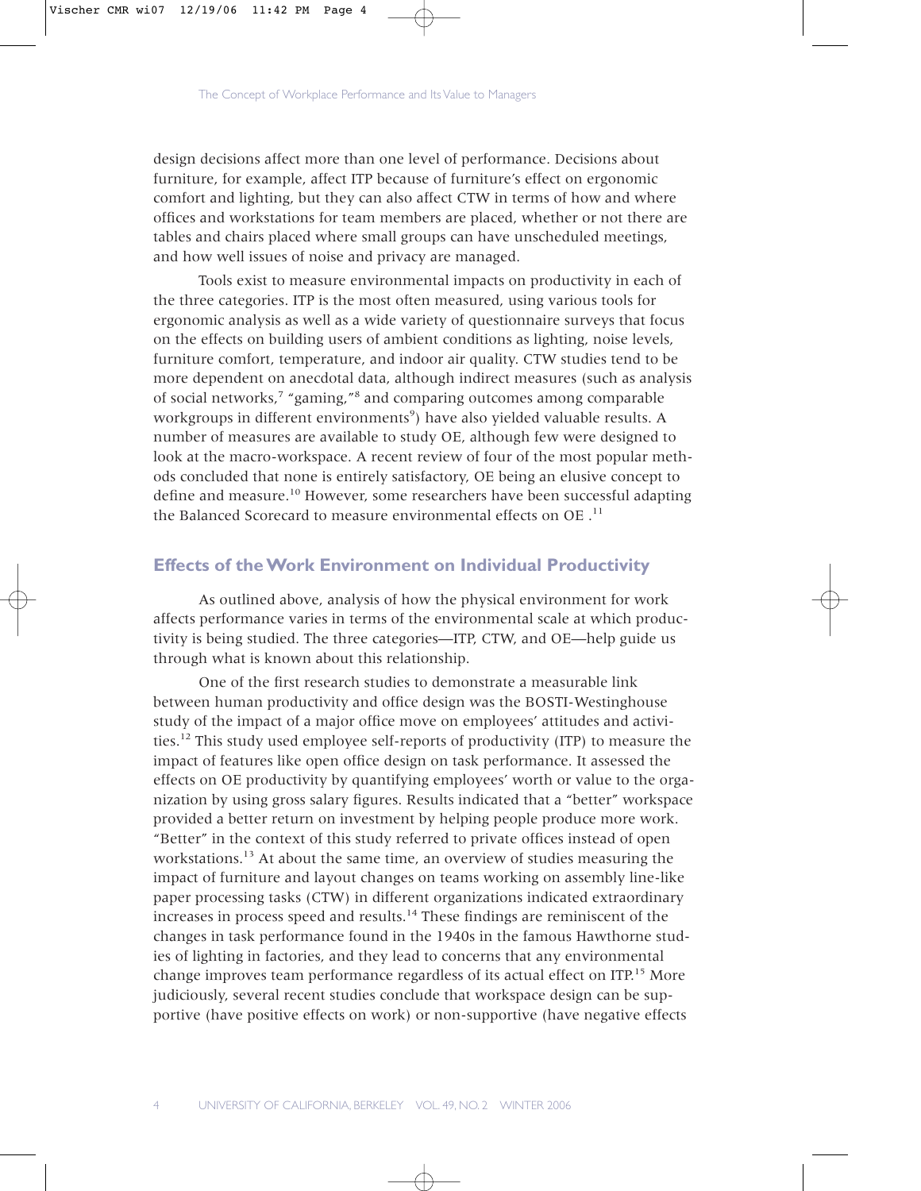design decisions affect more than one level of performance. Decisions about furniture, for example, affect ITP because of furniture's effect on ergonomic comfort and lighting, but they can also affect CTW in terms of how and where offices and workstations for team members are placed, whether or not there are tables and chairs placed where small groups can have unscheduled meetings, and how well issues of noise and privacy are managed.

Tools exist to measure environmental impacts on productivity in each of the three categories. ITP is the most often measured, using various tools for ergonomic analysis as well as a wide variety of questionnaire surveys that focus on the effects on building users of ambient conditions as lighting, noise levels, furniture comfort, temperature, and indoor air quality. CTW studies tend to be more dependent on anecdotal data, although indirect measures (such as analysis of social networks,[7] "gaming,"[8] and comparing outcomes among comparable workgroups in different environments[9]) have also yielded valuable results. A number of measures are available to study OE, although few were designed to look at the macro-workspace. A recent review of four of the most popular methods concluded that none is entirely satisfactory, OE being an elusive concept to define and measure.[10] However, some researchers have been successful adapting the Balanced Scorecard to measure environmental effects on OE .[11]

## Effects of the Work Environment on Individual Productivity

As outlined above, analysis of how the physical environment for work affects performance varies in terms of the environmental scale at which productivity is being studied. The three categories—ITP, CTW, and OE—help guide us through what is known about this relationship.

One of the first research studies to demonstrate a measurable link between human productivity and office design was the BOSTI-Westinghouse study of the impact of a major office move on employees' attitudes and activities.[12] This study used employee self-reports of productivity (ITP) to measure the impact of features like open office design on task performance. It assessed the effects on OE productivity by quantifying employees' worth or value to the organization by using gross salary figures. Results indicated that a "better" workspace provided a better return on investment by helping people produce more work. "Better" in the context of this study referred to private offices instead of open workstations.[13] At about the same time, an overview of studies measuring the impact of furniture and layout changes on teams working on assembly line-like paper processing tasks (CTW) in different organizations indicated extraordinary increases in process speed and results.[14] These findings are reminiscent of the changes in task performance found in the 1940s in the famous Hawthorne studies of lighting in factories, and they lead to concerns that any environmental change improves team performance regardless of its actual effect on ITP.[15] More judiciously, several recent studies conclude that workspace design can be supportive (have positive effects on work) or non-supportive (have negative effects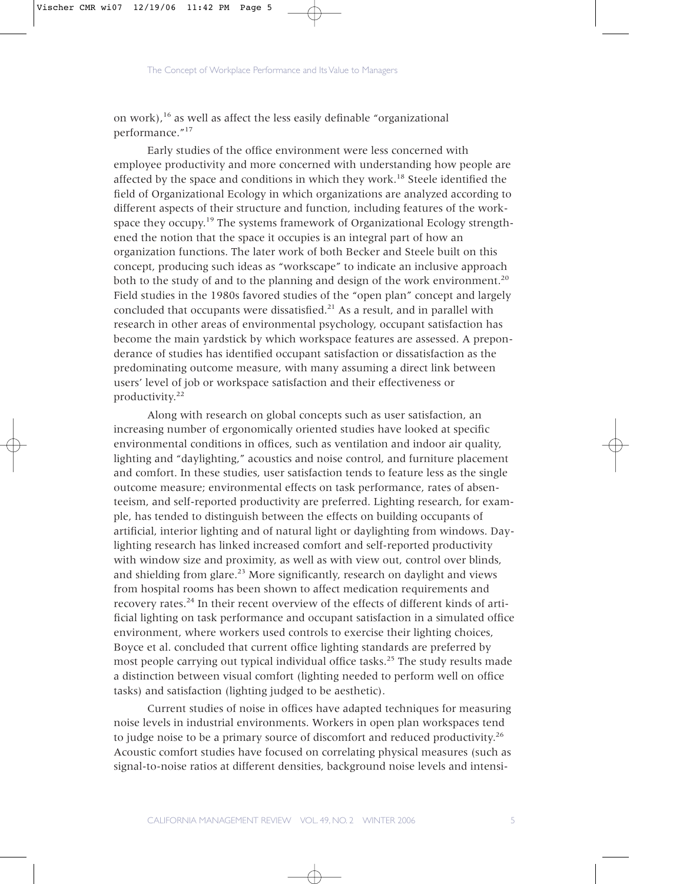on work),[16] as well as affect the less easily definable "organizational performance."[17]

Early studies of the office environment were less concerned with employee productivity and more concerned with understanding how people are affected by the space and conditions in which they work.[18] Steele identified the field of Organizational Ecology in which organizations are analyzed according to different aspects of their structure and function, including features of the workspace they occupy.[19] The systems framework of Organizational Ecology strengthened the notion that the space it occupies is an integral part of how an organization functions. The later work of both Becker and Steele built on this concept, producing such ideas as "workscape" to indicate an inclusive approach both to the study of and to the planning and design of the work environment.[20] Field studies in the 1980s favored studies of the "open plan" concept and largely concluded that occupants were dissatisfied.[21] As a result, and in parallel with research in other areas of environmental psychology, occupant satisfaction has become the main yardstick by which workspace features are assessed. A preponderance of studies has identified occupant satisfaction or dissatisfaction as the predominating outcome measure, with many assuming a direct link between users' level of job or workspace satisfaction and their effectiveness or productivity.[22]

Along with research on global concepts such as user satisfaction, an increasing number of ergonomically oriented studies have looked at specific environmental conditions in offices, such as ventilation and indoor air quality, lighting and "daylighting," acoustics and noise control, and furniture placement and comfort. In these studies, user satisfaction tends to feature less as the single outcome measure; environmental effects on task performance, rates of absenteeism, and self-reported productivity are preferred. Lighting research, for example, has tended to distinguish between the effects on building occupants of artificial, interior lighting and of natural light or daylighting from windows. Daylighting research has linked increased comfort and self-reported productivity with window size and proximity, as well as with view out, control over blinds, and shielding from glare.[23] More significantly, research on daylight and views from hospital rooms has been shown to affect medication requirements and recovery rates.[24] In their recent overview of the effects of different kinds of artificial lighting on task performance and occupant satisfaction in a simulated office environment, where workers used controls to exercise their lighting choices, Boyce et al. concluded that current office lighting standards are preferred by most people carrying out typical individual office tasks.[25] The study results made a distinction between visual comfort (lighting needed to perform well on office tasks) and satisfaction (lighting judged to be aesthetic).

Current studies of noise in offices have adapted techniques for measuring noise levels in industrial environments. Workers in open plan workspaces tend to judge noise to be a primary source of discomfort and reduced productivity.[26] Acoustic comfort studies have focused on correlating physical measures (such as signal-to-noise ratios at different densities, background noise levels and intensi-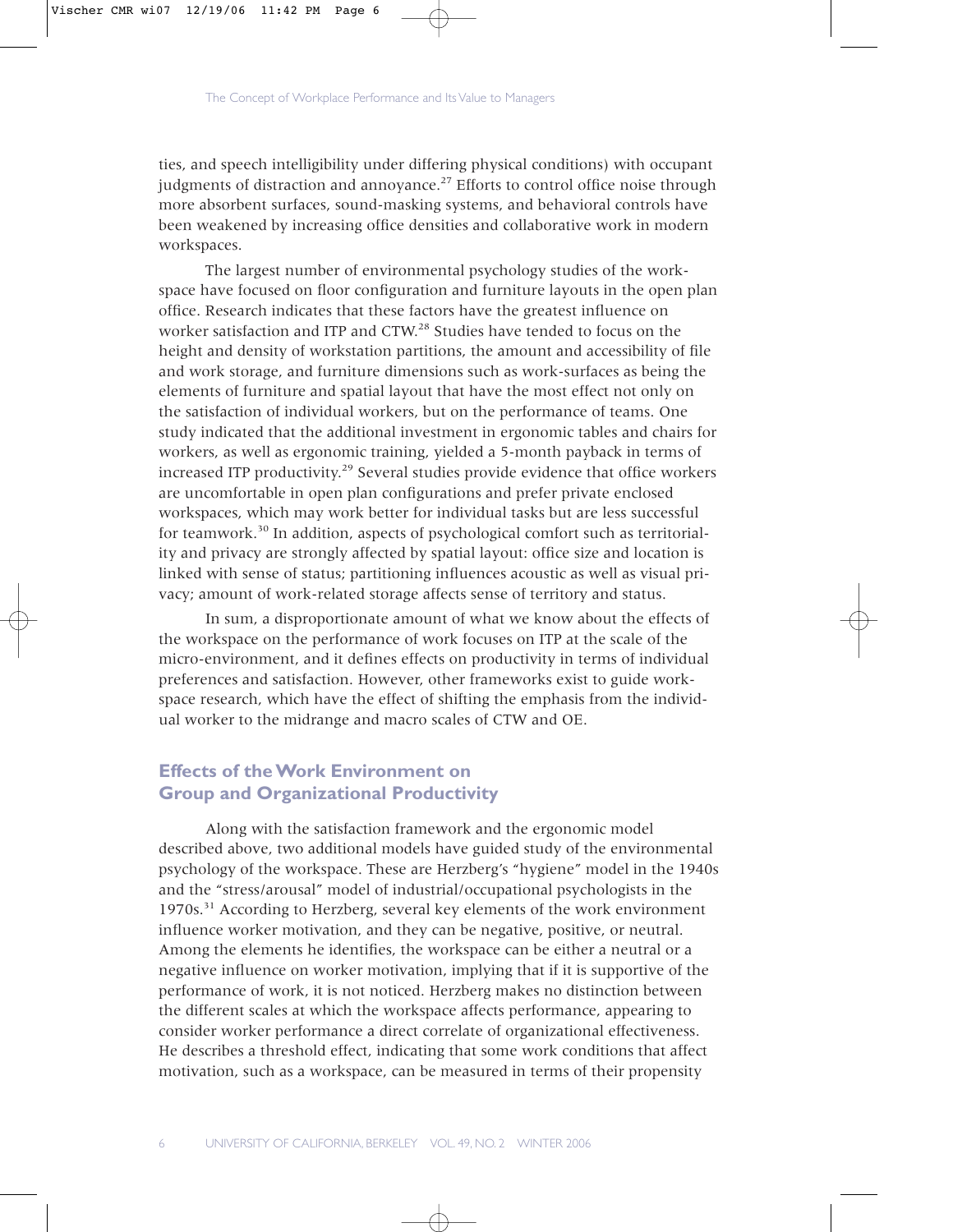ties, and speech intelligibility under differing physical conditions) with occupant judgments of distraction and annoyance.[27] Efforts to control office noise through more absorbent surfaces, sound-masking systems, and behavioral controls have been weakened by increasing office densities and collaborative work in modern workspaces.

The largest number of environmental psychology studies of the workspace have focused on floor configuration and furniture layouts in the open plan office. Research indicates that these factors have the greatest influence on worker satisfaction and ITP and CTW.[28] Studies have tended to focus on the height and density of workstation partitions, the amount and accessibility of file and work storage, and furniture dimensions such as work-surfaces as being the elements of furniture and spatial layout that have the most effect not only on the satisfaction of individual workers, but on the performance of teams. One study indicated that the additional investment in ergonomic tables and chairs for workers, as well as ergonomic training, yielded a 5-month payback in terms of increased ITP productivity.[29] Several studies provide evidence that office workers are uncomfortable in open plan configurations and prefer private enclosed workspaces, which may work better for individual tasks but are less successful for teamwork.[30] In addition, aspects of psychological comfort such as territoriality and privacy are strongly affected by spatial layout: office size and location is linked with sense of status; partitioning influences acoustic as well as visual privacy; amount of work-related storage affects sense of territory and status.

In sum, a disproportionate amount of what we know about the effects of the workspace on the performance of work focuses on ITP at the scale of the micro-environment, and it defines effects on productivity in terms of individual preferences and satisfaction. However, other frameworks exist to guide workspace research, which have the effect of shifting the emphasis from the individual worker to the midrange and macro scales of CTW and OE.

## Effects of the Work Environment on Group and Organizational Productivity

Along with the satisfaction framework and the ergonomic model described above, two additional models have guided study of the environmental psychology of the workspace. These are Herzberg's "hygiene" model in the 1940s and the "stress/arousal" model of industrial/occupational psychologists in the 1970s.[31] According to Herzberg, several key elements of the work environment influence worker motivation, and they can be negative, positive, or neutral. Among the elements he identifies, the workspace can be either a neutral or a negative influence on worker motivation, implying that if it is supportive of the performance of work, it is not noticed. Herzberg makes no distinction between the different scales at which the workspace affects performance, appearing to consider worker performance a direct correlate of organizational effectiveness. He describes a threshold effect, indicating that some work conditions that affect motivation, such as a workspace, can be measured in terms of their propensity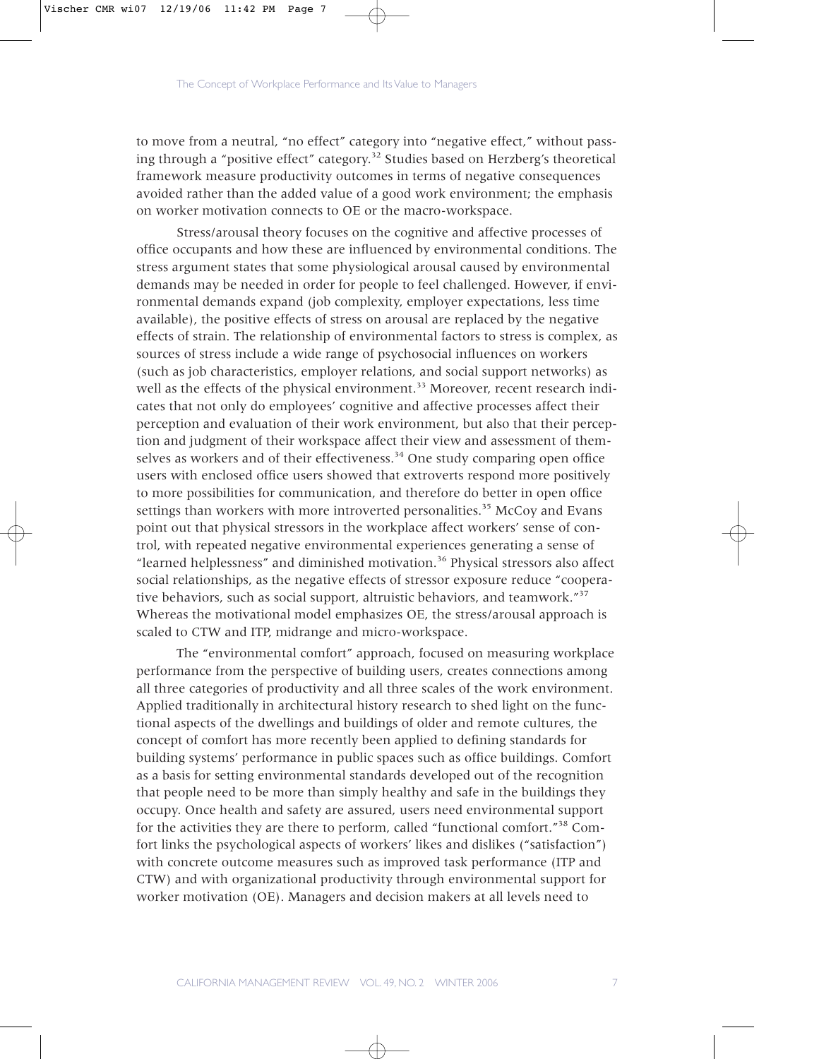to move from a neutral, "no effect" category into "negative effect," without passing through a "positive effect" category.[32] Studies based on Herzberg's theoretical framework measure productivity outcomes in terms of negative consequences avoided rather than the added value of a good work environment; the emphasis on worker motivation connects to OE or the macro-workspace.

Stress/arousal theory focuses on the cognitive and affective processes of office occupants and how these are influenced by environmental conditions. The stress argument states that some physiological arousal caused by environmental demands may be needed in order for people to feel challenged. However, if environmental demands expand (job complexity, employer expectations, less time available), the positive effects of stress on arousal are replaced by the negative effects of strain. The relationship of environmental factors to stress is complex, as sources of stress include a wide range of psychosocial influences on workers (such as job characteristics, employer relations, and social support networks) as well as the effects of the physical environment.[33] Moreover, recent research indicates that not only do employees' cognitive and affective processes affect their perception and evaluation of their work environment, but also that their perception and judgment of their workspace affect their view and assessment of themselves as workers and of their effectiveness.[34] One study comparing open office users with enclosed office users showed that extroverts respond more positively to more possibilities for communication, and therefore do better in open office settings than workers with more introverted personalities.[35] McCoy and Evans point out that physical stressors in the workplace affect workers' sense of control, with repeated negative environmental experiences generating a sense of "learned helplessness" and diminished motivation.[36] Physical stressors also affect social relationships, as the negative effects of stressor exposure reduce "cooperative behaviors, such as social support, altruistic behaviors, and teamwork."[37] Whereas the motivational model emphasizes OE, the stress/arousal approach is scaled to CTW and ITP, midrange and micro-workspace.

The "environmental comfort" approach, focused on measuring workplace performance from the perspective of building users, creates connections among all three categories of productivity and all three scales of the work environment. Applied traditionally in architectural history research to shed light on the functional aspects of the dwellings and buildings of older and remote cultures, the concept of comfort has more recently been applied to defining standards for building systems' performance in public spaces such as office buildings. Comfort as a basis for setting environmental standards developed out of the recognition that people need to be more than simply healthy and safe in the buildings they occupy. Once health and safety are assured, users need environmental support for the activities they are there to perform, called "functional comfort."[38] Comfort links the psychological aspects of workers' likes and dislikes ("satisfaction") with concrete outcome measures such as improved task performance (ITP and CTW) and with organizational productivity through environmental support for worker motivation (OE). Managers and decision makers at all levels need to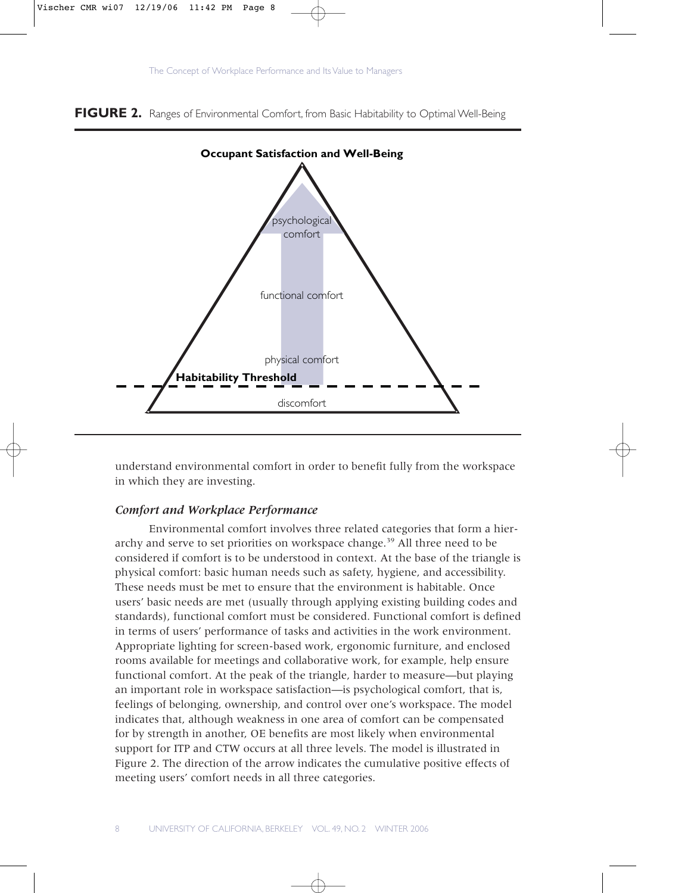**FIGURE 2.** Ranges of Environmental Comfort, from Basic Habitability to Optimal Well-Being

**Occupant Satisfaction and Well-Being**

psychological comfort

functional comfort

physical comfort

**Habitability Threshold**

discomfort

understand environmental comfort in order to benefit fully from the workspace in which they are investing.

### *Comfort and Workplace Performance*

Environmental comfort involves three related categories that form a hierarchy and serve to set priorities on workspace change.[39] All three need to be considered if comfort is to be understood in context. At the base of the triangle is physical comfort: basic human needs such as safety, hygiene, and accessibility. These needs must be met to ensure that the environment is habitable. Once users' basic needs are met (usually through applying existing building codes and standards), functional comfort must be considered. Functional comfort is defined in terms of users' performance of tasks and activities in the work environment. Appropriate lighting for screen-based work, ergonomic furniture, and enclosed rooms available for meetings and collaborative work, for example, help ensure functional comfort. At the peak of the triangle, harder to measure—but playing an important role in workspace satisfaction—is psychological comfort, that is, feelings of belonging, ownership, and control over one's workspace. The model indicates that, although weakness in one area of comfort can be compensated for by strength in another, OE benefits are most likely when environmental support for ITP and CTW occurs at all three levels. The model is illustrated in Figure 2. The direction of the arrow indicates the cumulative positive effects of meeting users' comfort needs in all three categories.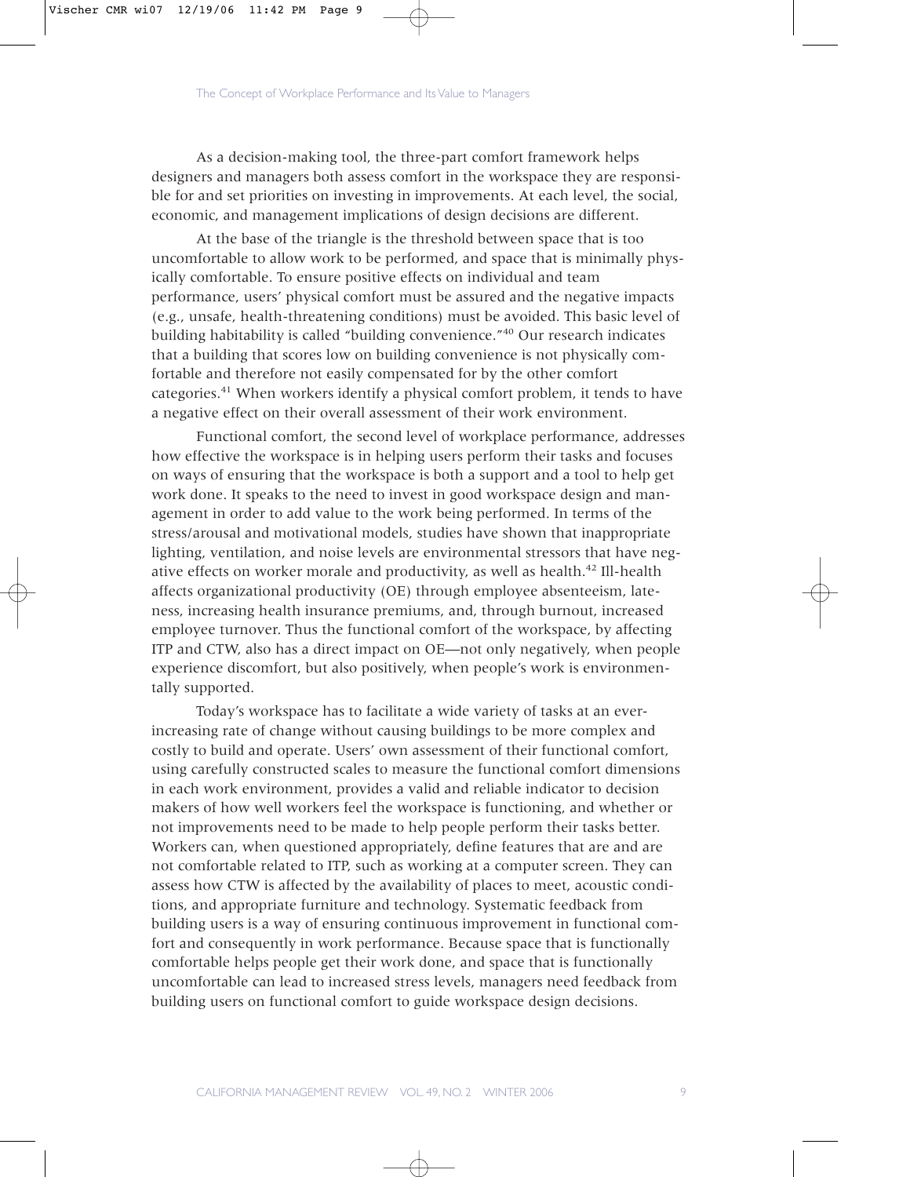As a decision-making tool, the three-part comfort framework helps designers and managers both assess comfort in the workspace they are responsible for and set priorities on investing in improvements. At each level, the social, economic, and management implications of design decisions are different.

At the base of the triangle is the threshold between space that is too uncomfortable to allow work to be performed, and space that is minimally physically comfortable. To ensure positive effects on individual and team performance, users' physical comfort must be assured and the negative impacts (e.g., unsafe, health-threatening conditions) must be avoided. This basic level of building habitability is called "building convenience."[40] Our research indicates that a building that scores low on building convenience is not physically comfortable and therefore not easily compensated for by the other comfort categories.[41] When workers identify a physical comfort problem, it tends to have a negative effect on their overall assessment of their work environment.

Functional comfort, the second level of workplace performance, addresses how effective the workspace is in helping users perform their tasks and focuses on ways of ensuring that the workspace is both a support and a tool to help get work done. It speaks to the need to invest in good workspace design and management in order to add value to the work being performed. In terms of the stress/arousal and motivational models, studies have shown that inappropriate lighting, ventilation, and noise levels are environmental stressors that have negative effects on worker morale and productivity, as well as health.[42] Ill-health affects organizational productivity (OE) through employee absenteeism, lateness, increasing health insurance premiums, and, through burnout, increased employee turnover. Thus the functional comfort of the workspace, by affecting ITP and CTW, also has a direct impact on OE—not only negatively, when people experience discomfort, but also positively, when people's work is environmentally supported.

Today's workspace has to facilitate a wide variety of tasks at an ever-increasing rate of change without causing buildings to be more complex and costly to build and operate. Users' own assessment of their functional comfort, using carefully constructed scales to measure the functional comfort dimensions in each work environment, provides a valid and reliable indicator to decision makers of how well workers feel the workspace is functioning, and whether or not improvements need to be made to help people perform their tasks better. Workers can, when questioned appropriately, define features that are and are not comfortable related to ITP, such as working at a computer screen. They can assess how CTW is affected by the availability of places to meet, acoustic conditions, and appropriate furniture and technology. Systematic feedback from building users is a way of ensuring continuous improvement in functional comfort and consequently in work performance. Because space that is functionally comfortable helps people get their work done, and space that is functionally uncomfortable can lead to increased stress levels, managers need feedback from building users on functional comfort to guide workspace design decisions.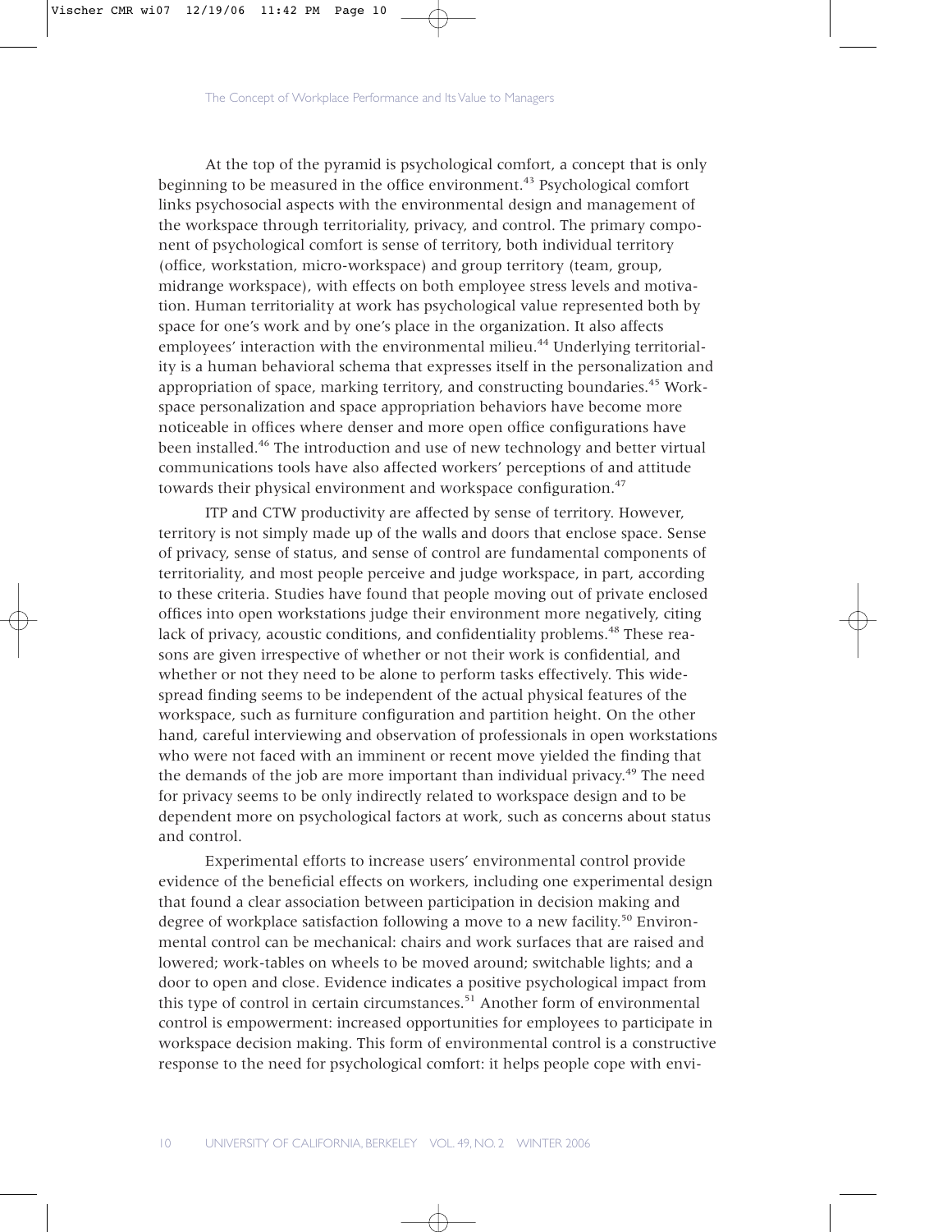At the top of the pyramid is psychological comfort, a concept that is only beginning to be measured in the office environment.[43] Psychological comfort links psychosocial aspects with the environmental design and management of the workspace through territoriality, privacy, and control. The primary component of psychological comfort is sense of territory, both individual territory (office, workstation, micro-workspace) and group territory (team, group, midrange workspace), with effects on both employee stress levels and motivation. Human territoriality at work has psychological value represented both by space for one's work and by one's place in the organization. It also affects employees' interaction with the environmental milieu.[44] Underlying territoriality is a human behavioral schema that expresses itself in the personalization and appropriation of space, marking territory, and constructing boundaries.[45] Workspace personalization and space appropriation behaviors have become more noticeable in offices where denser and more open office configurations have been installed.[46] The introduction and use of new technology and better virtual communications tools have also affected workers' perceptions of and attitude towards their physical environment and workspace configuration.[47]

ITP and CTW productivity are affected by sense of territory. However, territory is not simply made up of the walls and doors that enclose space. Sense of privacy, sense of status, and sense of control are fundamental components of territoriality, and most people perceive and judge workspace, in part, according to these criteria. Studies have found that people moving out of private enclosed offices into open workstations judge their environment more negatively, citing lack of privacy, acoustic conditions, and confidentiality problems.[48] These reasons are given irrespective of whether or not their work is confidential, and whether or not they need to be alone to perform tasks effectively. This widespread finding seems to be independent of the actual physical features of the workspace, such as furniture configuration and partition height. On the other hand, careful interviewing and observation of professionals in open workstations who were not faced with an imminent or recent move yielded the finding that the demands of the job are more important than individual privacy.[49] The need for privacy seems to be only indirectly related to workspace design and to be dependent more on psychological factors at work, such as concerns about status and control.

Experimental efforts to increase users' environmental control provide evidence of the beneficial effects on workers, including one experimental design that found a clear association between participation in decision making and degree of workplace satisfaction following a move to a new facility.[50] Environmental control can be mechanical: chairs and work surfaces that are raised and lowered; work-tables on wheels to be moved around; switchable lights; and a door to open and close. Evidence indicates a positive psychological impact from this type of control in certain circumstances.[51] Another form of environmental control is empowerment: increased opportunities for employees to participate in workspace decision making. This form of environmental control is a constructive response to the need for psychological comfort: it helps people cope with envi-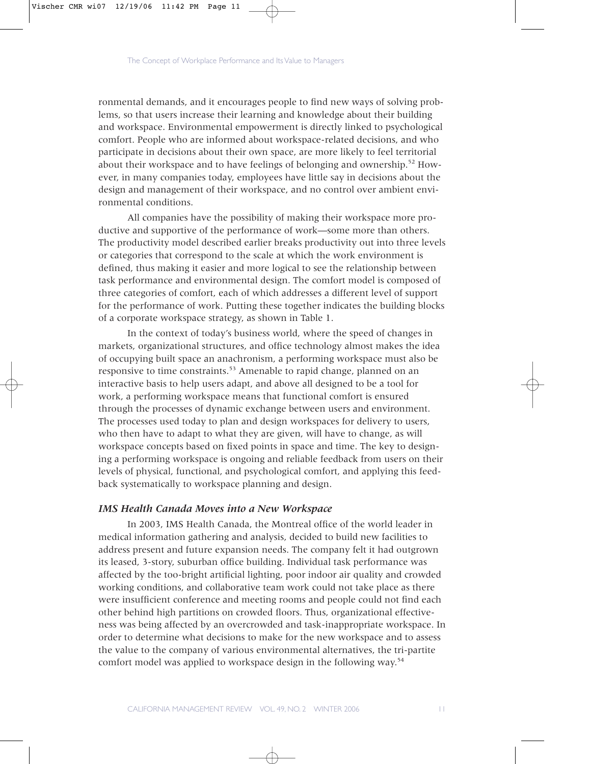ronmental demands, and it encourages people to find new ways of solving problems, so that users increase their learning and knowledge about their building and workspace. Environmental empowerment is directly linked to psychological comfort. People who are informed about workspace-related decisions, and who participate in decisions about their own space, are more likely to feel territorial about their workspace and to have feelings of belonging and ownership.[52] However, in many companies today, employees have little say in decisions about the design and management of their workspace, and no control over ambient environmental conditions.

All companies have the possibility of making their workspace more productive and supportive of the performance of work—some more than others. The productivity model described earlier breaks productivity out into three levels or categories that correspond to the scale at which the work environment is defined, thus making it easier and more logical to see the relationship between task performance and environmental design. The comfort model is composed of three categories of comfort, each of which addresses a different level of support for the performance of work. Putting these together indicates the building blocks of a corporate workspace strategy, as shown in Table 1.

In the context of today's business world, where the speed of changes in markets, organizational structures, and office technology almost makes the idea of occupying built space an anachronism, a performing workspace must also be responsive to time constraints.[53] Amenable to rapid change, planned on an interactive basis to help users adapt, and above all designed to be a tool for work, a performing workspace means that functional comfort is ensured through the processes of dynamic exchange between users and environment. The processes used today to plan and design workspaces for delivery to users, who then have to adapt to what they are given, will have to change, as will workspace concepts based on fixed points in space and time. The key to designing a performing workspace is ongoing and reliable feedback from users on their levels of physical, functional, and psychological comfort, and applying this feedback systematically to workspace planning and design.

### *IMS Health Canada Moves into a New Workspace*

In 2003, IMS Health Canada, the Montreal office of the world leader in medical information gathering and analysis, decided to build new facilities to address present and future expansion needs. The company felt it had outgrown its leased, 3-story, suburban office building. Individual task performance was affected by the too-bright artificial lighting, poor indoor air quality and crowded working conditions, and collaborative team work could not take place as there were insufficient conference and meeting rooms and people could not find each other behind high partitions on crowded floors. Thus, organizational effectiveness was being affected by an overcrowded and task-inappropriate workspace. In order to determine what decisions to make for the new workspace and to assess the value to the company of various environmental alternatives, the tri-partite comfort model was applied to workspace design in the following way.[54]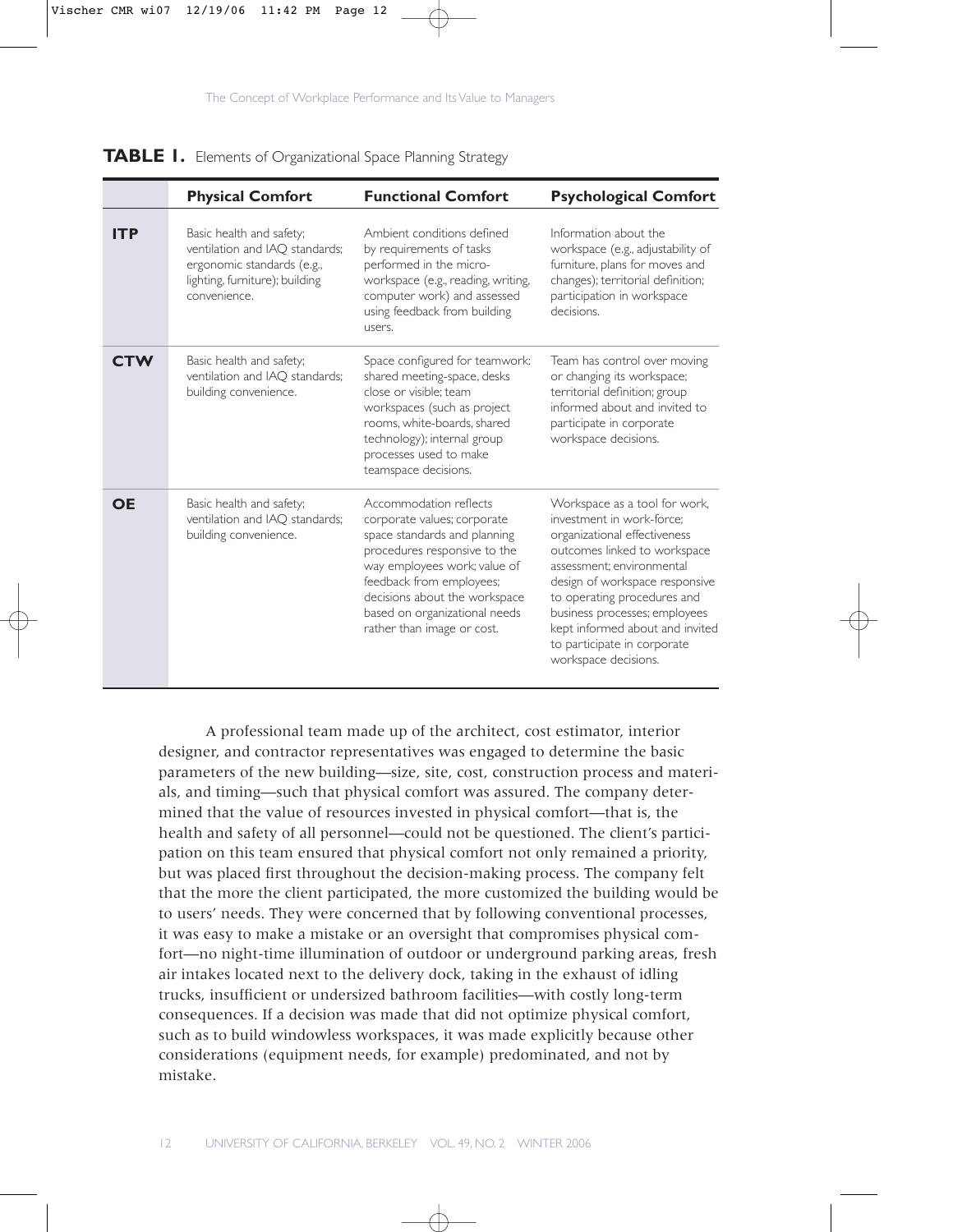**TABLE 1.** Elements of Organizational Space Planning Strategy

| | Physical Comfort | Functional Comfort | Psychological Comfort |
|---|---|---|---|
| **ITP** | Basic health and safety; ventilation and IAQ standards; ergonomic standards (e.g., lighting, furniture); building convenience. | Ambient conditions defined by requirements of tasks performed in the micro-workspace (e.g., reading, writing, computer work) and assessed using feedback from building users. | Information about the workspace (e.g., adjustability of furniture, plans for moves and changes); territorial definition; participation in workspace decisions. |
| **CTW** | Basic health and safety; ventilation and IAQ standards; building convenience. | Space configured for teamwork: shared meeting-space, desks close or visible; team workspaces (such as project rooms, white-boards, shared technology); internal group processes used to make teamspace decisions. | Team has control over moving or changing its workspace; territorial definition; group informed about and invited to participate in corporate workspace decisions. |
| **OE** | Basic health and safety; ventilation and IAQ standards; building convenience. | Accommodation reflects corporate values; corporate space standards and planning procedures responsive to the way employees work; value of feedback from employees; decisions about the workspace based on organizational needs rather than image or cost. | Workspace as a tool for work, investment in work-force; organizational effectiveness outcomes linked to workspace assessment; environmental design of workspace responsive to operating procedures and business processes; employees kept informed about and invited to participate in corporate workspace decisions. |

A professional team made up of the architect, cost estimator, interior designer, and contractor representatives was engaged to determine the basic parameters of the new building—size, site, cost, construction process and materials, and timing—such that physical comfort was assured. The company determined that the value of resources invested in physical comfort—that is, the health and safety of all personnel—could not be questioned. The client's participation on this team ensured that physical comfort not only remained a priority, but was placed first throughout the decision-making process. The company felt that the more the client participated, the more customized the building would be to users' needs. They were concerned that by following conventional processes, it was easy to make a mistake or an oversight that compromises physical comfort—no night-time illumination of outdoor or underground parking areas, fresh air intakes located next to the delivery dock, taking in the exhaust of idling trucks, insufficient or undersized bathroom facilities—with costly long-term consequences. If a decision was made that did not optimize physical comfort, such as to build windowless workspaces, it was made explicitly because other considerations (equipment needs, for example) predominated, and not by mistake.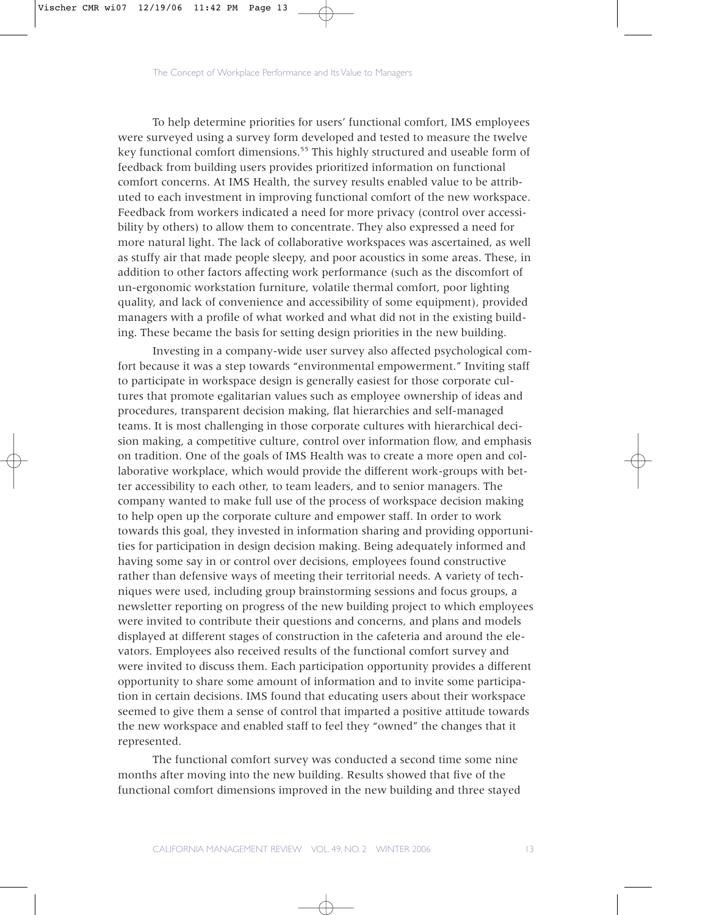To help determine priorities for users' functional comfort, IMS employees were surveyed using a survey form developed and tested to measure the twelve key functional comfort dimensions.[55] This highly structured and useable form of feedback from building users provides prioritized information on functional comfort concerns. At IMS Health, the survey results enabled value to be attributed to each investment in improving functional comfort of the new workspace. Feedback from workers indicated a need for more privacy (control over accessibility by others) to allow them to concentrate. They also expressed a need for more natural light. The lack of collaborative workspaces was ascertained, as well as stuffy air that made people sleepy, and poor acoustics in some areas. These, in addition to other factors affecting work performance (such as the discomfort of un-ergonomic workstation furniture, volatile thermal comfort, poor lighting quality, and lack of convenience and accessibility of some equipment), provided managers with a profile of what worked and what did not in the existing building. These became the basis for setting design priorities in the new building.

Investing in a company-wide user survey also affected psychological comfort because it was a step towards "environmental empowerment." Inviting staff to participate in workspace design is generally easiest for those corporate cultures that promote egalitarian values such as employee ownership of ideas and procedures, transparent decision making, flat hierarchies and self-managed teams. It is most challenging in those corporate cultures with hierarchical decision making, a competitive culture, control over information flow, and emphasis on tradition. One of the goals of IMS Health was to create a more open and collaborative workplace, which would provide the different work-groups with better accessibility to each other, to team leaders, and to senior managers. The company wanted to make full use of the process of workspace decision making to help open up the corporate culture and empower staff. In order to work towards this goal, they invested in information sharing and providing opportunities for participation in design decision making. Being adequately informed and having some say in or control over decisions, employees found constructive rather than defensive ways of meeting their territorial needs. A variety of techniques were used, including group brainstorming sessions and focus groups, a newsletter reporting on progress of the new building project to which employees were invited to contribute their questions and concerns, and plans and models displayed at different stages of construction in the cafeteria and around the elevators. Employees also received results of the functional comfort survey and were invited to discuss them. Each participation opportunity provides a different opportunity to share some amount of information and to invite some participation in certain decisions. IMS found that educating users about their workspace seemed to give them a sense of control that imparted a positive attitude towards the new workspace and enabled staff to feel they "owned" the changes that it represented.

The functional comfort survey was conducted a second time some nine months after moving into the new building. Results showed that five of the functional comfort dimensions improved in the new building and three stayed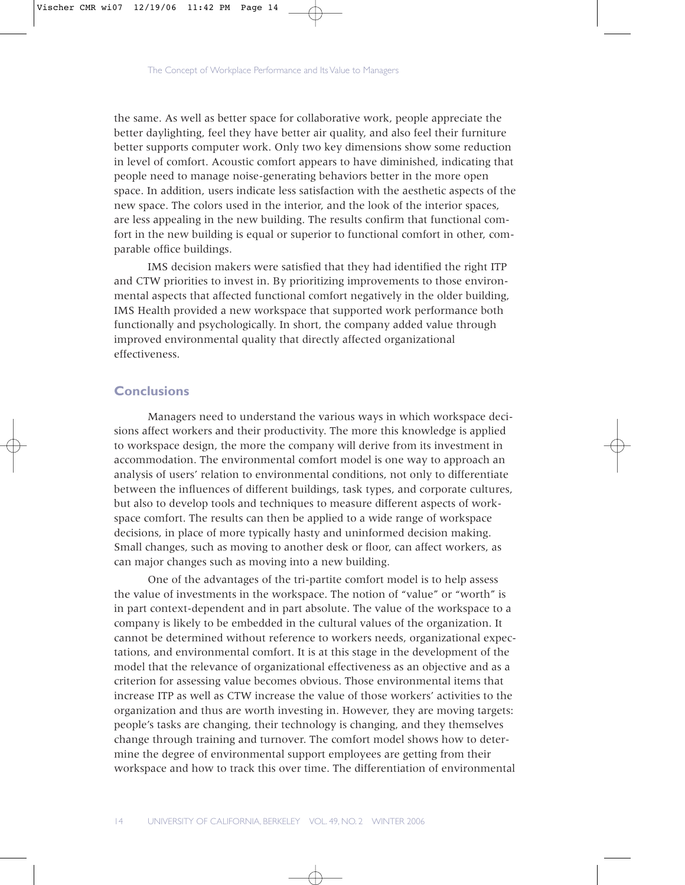the same. As well as better space for collaborative work, people appreciate the better daylighting, feel they have better air quality, and also feel their furniture better supports computer work. Only two key dimensions show some reduction in level of comfort. Acoustic comfort appears to have diminished, indicating that people need to manage noise-generating behaviors better in the more open space. In addition, users indicate less satisfaction with the aesthetic aspects of the new space. The colors used in the interior, and the look of the interior spaces, are less appealing in the new building. The results confirm that functional comfort in the new building is equal or superior to functional comfort in other, comparable office buildings.

IMS decision makers were satisfied that they had identified the right ITP and CTW priorities to invest in. By prioritizing improvements to those environmental aspects that affected functional comfort negatively in the older building, IMS Health provided a new workspace that supported work performance both functionally and psychologically. In short, the company added value through improved environmental quality that directly affected organizational effectiveness.

## Conclusions

Managers need to understand the various ways in which workspace decisions affect workers and their productivity. The more this knowledge is applied to workspace design, the more the company will derive from its investment in accommodation. The environmental comfort model is one way to approach an analysis of users' relation to environmental conditions, not only to differentiate between the influences of different buildings, task types, and corporate cultures, but also to develop tools and techniques to measure different aspects of workspace comfort. The results can then be applied to a wide range of workspace decisions, in place of more typically hasty and uninformed decision making. Small changes, such as moving to another desk or floor, can affect workers, as can major changes such as moving into a new building.

One of the advantages of the tri-partite comfort model is to help assess the value of investments in the workspace. The notion of "value" or "worth" is in part context-dependent and in part absolute. The value of the workspace to a company is likely to be embedded in the cultural values of the organization. It cannot be determined without reference to workers needs, organizational expectations, and environmental comfort. It is at this stage in the development of the model that the relevance of organizational effectiveness as an objective and as a criterion for assessing value becomes obvious. Those environmental items that increase ITP as well as CTW increase the value of those workers' activities to the organization and thus are worth investing in. However, they are moving targets: people's tasks are changing, their technology is changing, and they themselves change through training and turnover. The comfort model shows how to determine the degree of environmental support employees are getting from their workspace and how to track this over time. The differentiation of environmental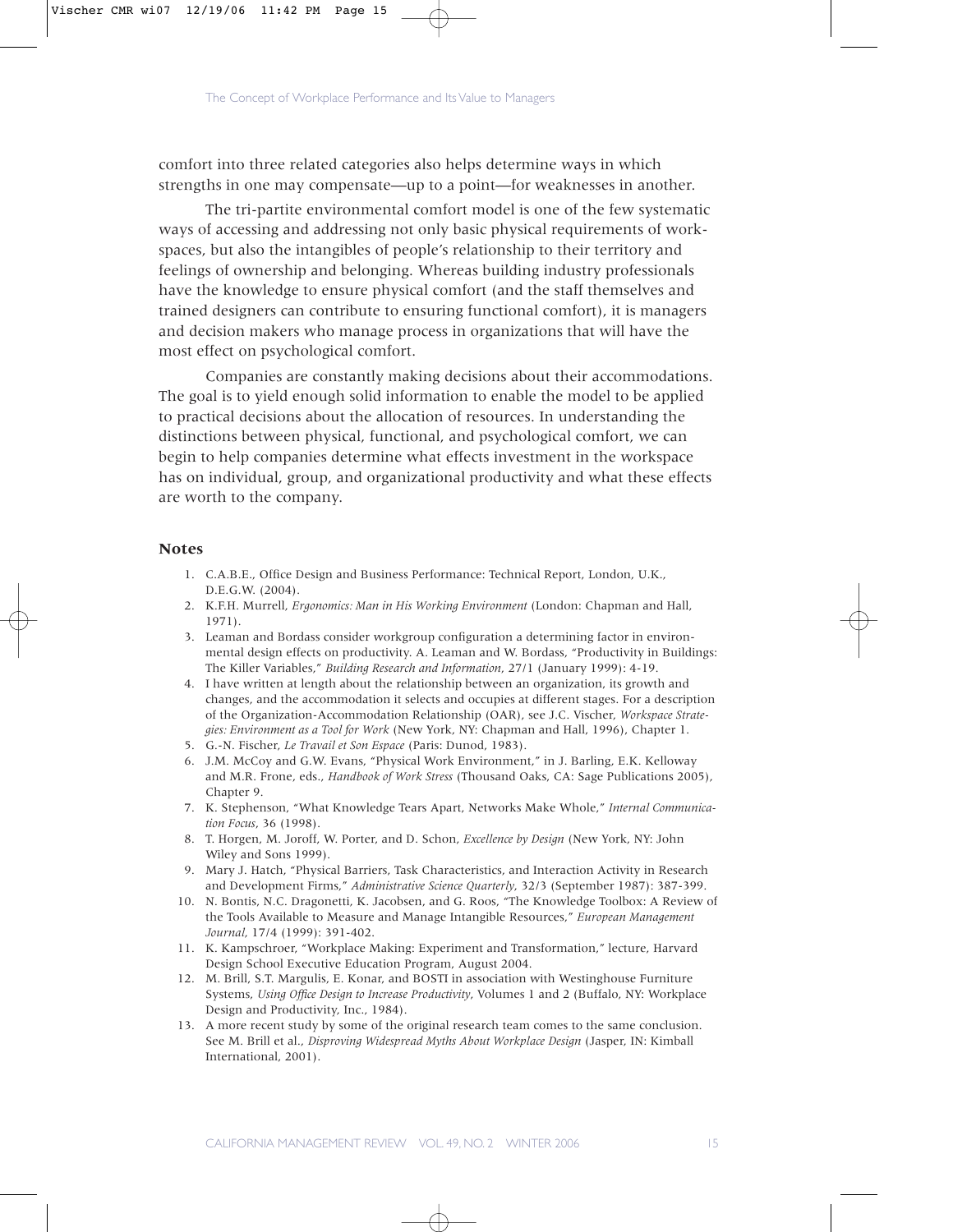comfort into three related categories also helps determine ways in which strengths in one may compensate—up to a point—for weaknesses in another.

The tri-partite environmental comfort model is one of the few systematic ways of accessing and addressing not only basic physical requirements of workspaces, but also the intangibles of people's relationship to their territory and feelings of ownership and belonging. Whereas building industry professionals have the knowledge to ensure physical comfort (and the staff themselves and trained designers can contribute to ensuring functional comfort), it is managers and decision makers who manage process in organizations that will have the most effect on psychological comfort.

Companies are constantly making decisions about their accommodations. The goal is to yield enough solid information to enable the model to be applied to practical decisions about the allocation of resources. In understanding the distinctions between physical, functional, and psychological comfort, we can begin to help companies determine what effects investment in the workspace has on individual, group, and organizational productivity and what these effects are worth to the company.

## Notes

1. C.A.B.E., Office Design and Business Performance: Technical Report, London, U.K., D.E.G.W. (2004).
2. K.F.H. Murrell, *Ergonomics: Man in His Working Environment* (London: Chapman and Hall, 1971).
3. Leaman and Bordass consider workgroup configuration a determining factor in environmental design effects on productivity. A. Leaman and W. Bordass, "Productivity in Buildings: The Killer Variables," *Building Research and Information*, 27/1 (January 1999): 4-19.
4. I have written at length about the relationship between an organization, its growth and changes, and the accommodation it selects and occupies at different stages. For a description of the Organization-Accommodation Relationship (OAR), see J.C. Vischer, *Workspace Strategies: Environment as a Tool for Work* (New York, NY: Chapman and Hall, 1996), Chapter 1.
5. G.-N. Fischer, *Le Travail et Son Espace* (Paris: Dunod, 1983).
6. J.M. McCoy and G.W. Evans, "Physical Work Environment," in J. Barling, E.K. Kelloway and M.R. Frone, eds., *Handbook of Work Stress* (Thousand Oaks, CA: Sage Publications 2005), Chapter 9.
7. K. Stephenson, "What Knowledge Tears Apart, Networks Make Whole," *Internal Communication Focus*, 36 (1998).
8. T. Horgen, M. Joroff, W. Porter, and D. Schon, *Excellence by Design* (New York, NY: John Wiley and Sons 1999).
9. Mary J. Hatch, "Physical Barriers, Task Characteristics, and Interaction Activity in Research and Development Firms," *Administrative Science Quarterly*, 32/3 (September 1987): 387-399.
10. N. Bontis, N.C. Dragonetti, K. Jacobsen, and G. Roos, "The Knowledge Toolbox: A Review of the Tools Available to Measure and Manage Intangible Resources," *European Management Journal*, 17/4 (1999): 391-402.
11. K. Kampschroer, "Workplace Making: Experiment and Transformation," lecture, Harvard Design School Executive Education Program, August 2004.
12. M. Brill, S.T. Margulis, E. Konar, and BOSTI in association with Westinghouse Furniture Systems, *Using Office Design to Increase Productivity*, Volumes 1 and 2 (Buffalo, NY: Workplace Design and Productivity, Inc., 1984).
13. A more recent study by some of the original research team comes to the same conclusion. See M. Brill et al., *Disproving Widespread Myths About Workplace Design* (Jasper, IN: Kimball International, 2001).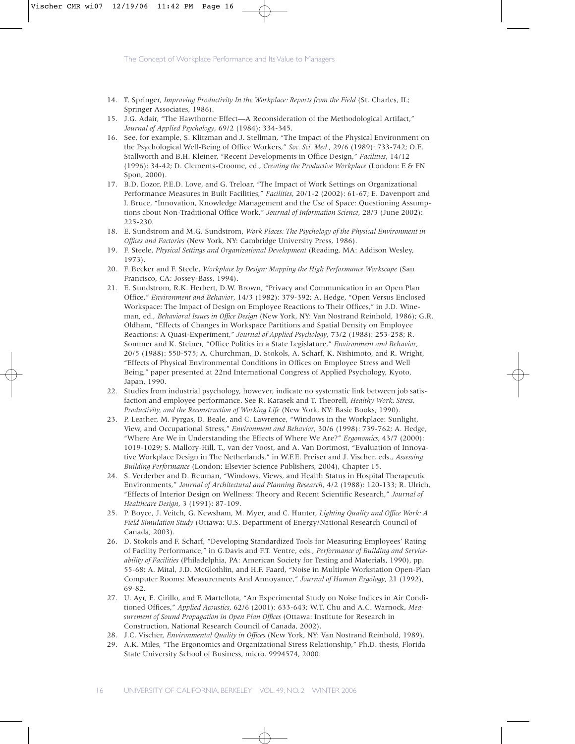14. T. Springer, *Improving Productivity In the Workplace: Reports from the Field* (St. Charles, IL; Springer Associates, 1986).
15. J.G. Adair, "The Hawthorne Effect—A Reconsideration of the Methodological Artifact," *Journal of Applied Psychology*, 69/2 (1984): 334-345.
16. See, for example, S. Klitzman and J. Stellman, "The Impact of the Physical Environment on the Psychological Well-Being of Office Workers," *Soc. Sci. Med.*, 29/6 (1989): 733-742; O.E. Stallworth and B.H. Kleiner, "Recent Developments in Office Design," *Facilities*, 14/12 (1996): 34-42; D. Clements-Croome, ed., *Creating the Productive Workplace* (London: E & FN Spon, 2000).
17. B.D. Ilozor, P.E.D. Love, and G. Treloar, "The Impact of Work Settings on Organizational Performance Measures in Built Facilities," *Facilities*, 20/1-2 (2002): 61-67; E. Davenport and I. Bruce, "Innovation, Knowledge Management and the Use of Space: Questioning Assumptions about Non-Traditional Office Work," *Journal of Information Science*, 28/3 (June 2002): 225-230.
18. E. Sundstrom and M.G. Sundstrom, *Work Places: The Psychology of the Physical Environment in Offices and Factories* (New York, NY: Cambridge University Press, 1986).
19. F. Steele, *Physical Settings and Organizational Development* (Reading, MA: Addison Wesley, 1973).
20. F. Becker and F. Steele, *Workplace by Design: Mapping the High Performance Workscape* (San Francisco, CA: Jossey-Bass, 1994).
21. E. Sundstrom, R.K. Herbert, D.W. Brown, "Privacy and Communication in an Open Plan Office," *Environment and Behavior*, 14/3 (1982): 379-392; A. Hedge, "Open Versus Enclosed Workspace: The Impact of Design on Employee Reactions to Their Offices," in J.D. Wineman, ed., *Behavioral Issues in Office Design* (New York, NY: Van Nostrand Reinhold, 1986); G.R. Oldham, "Effects of Changes in Workspace Partitions and Spatial Density on Employee Reactions: A Quasi-Experiment," *Journal of Applied Psychology*, 73/2 (1988): 253-258; R. Sommer and K. Steiner, "Office Politics in a State Legislature," *Environment and Behavior*, 20/5 (1988): 550-575; A. Churchman, D. Stokols, A. Scharf, K. Nishimoto, and R. Wright, "Effects of Physical Environmental Conditions in Offices on Employee Stress and Well Being," paper presented at 22nd International Congress of Applied Psychology, Kyoto, Japan, 1990.
22. Studies from industrial psychology, however, indicate no systematic link between job satisfaction and employee performance. See R. Karasek and T. Theorell, *Healthy Work: Stress, Productivity, and the Reconstruction of Working Life* (New York, NY: Basic Books, 1990).
23. P. Leather, M. Pyrgas, D. Beale, and C. Lawrence, "Windows in the Workplace: Sunlight, View, and Occupational Stress," *Environment and Behavior*, 30/6 (1998): 739-762; A. Hedge, "Where Are We in Understanding the Effects of Where We Are?" *Ergonomics*, 43/7 (2000): 1019-1029; S. Mallory-Hill, T., van der Voost, and A. Van Dortmost, "Evaluation of Innovative Workplace Design in The Netherlands," in W.F.E. Preiser and J. Vischer, eds., *Assessing Building Performance* (London: Elsevier Science Publishers, 2004), Chapter 15.
24. S. Verderber and D. Reuman, "Windows, Views, and Health Status in Hospital Therapeutic Environments," *Journal of Architectural and Planning Research*, 4/2 (1988): 120-133; R. Ulrich, "Effects of Interior Design on Wellness: Theory and Recent Scientific Research," *Journal of Healthcare Design*, 3 (1991): 87-109.
25. P. Boyce, J. Veitch, G. Newsham, M. Myer, and C. Hunter, *Lighting Quality and Office Work: A Field Simulation Study* (Ottawa: U.S. Department of Energy/National Research Council of Canada, 2003).
26. D. Stokols and F. Scharf, "Developing Standardized Tools for Measuring Employees' Rating of Facility Performance," in G.Davis and F.T. Ventre, eds., *Performance of Building and Serviceability of Facilities* (Philadelphia, PA: American Society for Testing and Materials, 1990), pp. 55-68; A. Mital, J.D. McGlothlin, and H.F. Faard, "Noise in Multiple Workstation Open-Plan Computer Rooms: Measurements And Annoyance," *Journal of Human Ergology*, 21 (1992), 69-82.
27. U. Ayr, E. Cirillo, and F. Martellota, "An Experimental Study on Noise Indices in Air Conditioned Offices," *Applied Acoustics*, 62/6 (2001): 633-643; W.T. Chu and A.C. Warnock, *Measurement of Sound Propagation in Open Plan Offices* (Ottawa: Institute for Research in Construction, National Research Council of Canada, 2002).
28. J.C. Vischer, *Environmental Quality in Offices* (New York, NY: Van Nostrand Reinhold, 1989).
29. A.K. Miles, "The Ergonomics and Organizational Stress Relationship," Ph.D. thesis, Florida State University School of Business, micro. 9994574, 2000.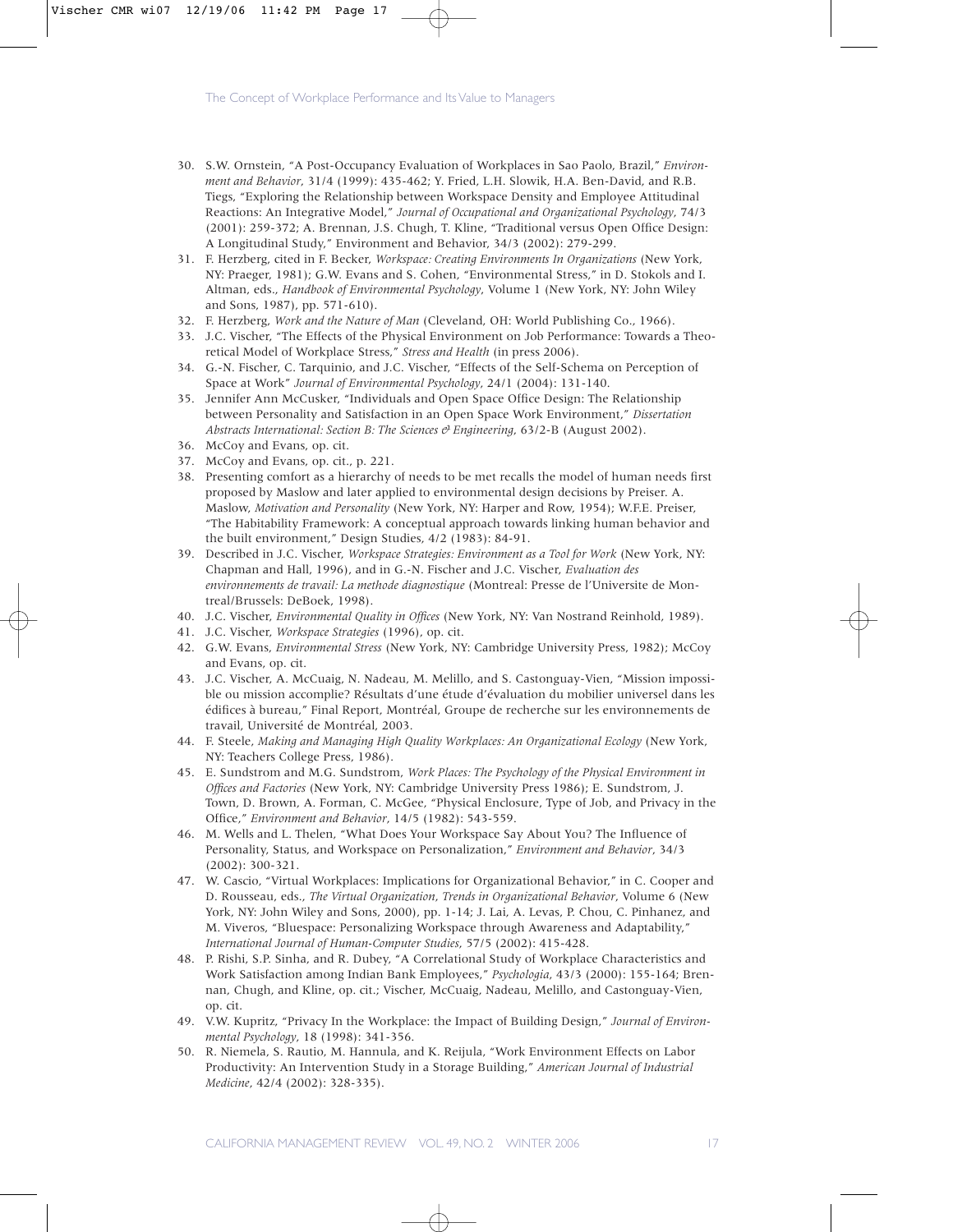30. S.W. Ornstein, "A Post-Occupancy Evaluation of Workplaces in Sao Paolo, Brazil," *Environment and Behavior*, 31/4 (1999): 435-462; Y. Fried, L.H. Slowik, H.A. Ben-David, and R.B. Tiegs, "Exploring the Relationship between Workspace Density and Employee Attitudinal Reactions: An Integrative Model," *Journal of Occupational and Organizational Psychology*, 74/3 (2001): 259-372; A. Brennan, J.S. Chugh, T. Kline, "Traditional versus Open Office Design: A Longitudinal Study," Environment and Behavior, 34/3 (2002): 279-299.
31. F. Herzberg, cited in F. Becker, *Workspace: Creating Environments In Organizations* (New York, NY: Praeger, 1981); G.W. Evans and S. Cohen, "Environmental Stress," in D. Stokols and I. Altman, eds., *Handbook of Environmental Psychology*, Volume 1 (New York, NY: John Wiley and Sons, 1987), pp. 571-610).
32. F. Herzberg, *Work and the Nature of Man* (Cleveland, OH: World Publishing Co., 1966).
33. J.C. Vischer, "The Effects of the Physical Environment on Job Performance: Towards a Theoretical Model of Workplace Stress," *Stress and Health* (in press 2006).
34. G.-N. Fischer, C. Tarquinio, and J.C. Vischer, "Effects of the Self-Schema on Perception of Space at Work" *Journal of Environmental Psychology*, 24/1 (2004): 131-140.
35. Jennifer Ann McCusker, "Individuals and Open Space Office Design: The Relationship between Personality and Satisfaction in an Open Space Work Environment," *Dissertation Abstracts International: Section B: The Sciences & Engineering*, 63/2-B (August 2002).
36. McCoy and Evans, op. cit.
37. McCoy and Evans, op. cit., p. 221.
38. Presenting comfort as a hierarchy of needs to be met recalls the model of human needs first proposed by Maslow and later applied to environmental design decisions by Preiser. A. Maslow, *Motivation and Personality* (New York, NY: Harper and Row, 1954); W.F.E. Preiser, "The Habitability Framework: A conceptual approach towards linking human behavior and the built environment," Design Studies, 4/2 (1983): 84-91.
39. Described in J.C. Vischer, *Workspace Strategies: Environment as a Tool for Work* (New York, NY: Chapman and Hall, 1996), and in G.-N. Fischer and J.C. Vischer, *Evaluation des environnements de travail: La methode diagnostique* (Montreal: Presse de l'Universite de Montreal/Brussels: DeBoek, 1998).
40. J.C. Vischer, *Environmental Quality in Offices* (New York, NY: Van Nostrand Reinhold, 1989).
41. J.C. Vischer, *Workspace Strategies* (1996), op. cit.
42. G.W. Evans, *Environmental Stress* (New York, NY: Cambridge University Press, 1982); McCoy and Evans, op. cit.
43. J.C. Vischer, A. McCuaig, N. Nadeau, M. Melillo, and S. Castonguay-Vien, "Mission impossible ou mission accomplie? Résultats d'une étude d'évaluation du mobilier universel dans les édifices à bureau," Final Report, Montréal, Groupe de recherche sur les environnements de travail, Université de Montréal, 2003.
44. F. Steele, *Making and Managing High Quality Workplaces: An Organizational Ecology* (New York, NY: Teachers College Press, 1986).
45. E. Sundstrom and M.G. Sundstrom, *Work Places: The Psychology of the Physical Environment in Offices and Factories* (New York, NY: Cambridge University Press 1986); E. Sundstrom, J. Town, D. Brown, A. Forman, C. McGee, "Physical Enclosure, Type of Job, and Privacy in the Office," *Environment and Behavior*, 14/5 (1982): 543-559.
46. M. Wells and L. Thelen, "What Does Your Workspace Say About You? The Influence of Personality, Status, and Workspace on Personalization," *Environment and Behavior*, 34/3 (2002): 300-321.
47. W. Cascio, "Virtual Workplaces: Implications for Organizational Behavior," in C. Cooper and D. Rousseau, eds., *The Virtual Organization, Trends in Organizational Behavior*, Volume 6 (New York, NY: John Wiley and Sons, 2000), pp. 1-14; J. Lai, A. Levas, P. Chou, C. Pinhanez, and M. Viveros, "Bluespace: Personalizing Workspace through Awareness and Adaptability," *International Journal of Human-Computer Studies*, 57/5 (2002): 415-428.
48. P. Rishi, S.P. Sinha, and R. Dubey, "A Correlational Study of Workplace Characteristics and Work Satisfaction among Indian Bank Employees," *Psychologia*, 43/3 (2000): 155-164; Brennan, Chugh, and Kline, op. cit.; Vischer, McCuaig, Nadeau, Melillo, and Castonguay-Vien, op. cit.
49. V.W. Kupritz, "Privacy In the Workplace: the Impact of Building Design," *Journal of Environmental Psychology*, 18 (1998): 341-356.
50. R. Niemela, S. Rautio, M. Hannula, and K. Reijula, "Work Environment Effects on Labor Productivity: An Intervention Study in a Storage Building," *American Journal of Industrial Medicine*, 42/4 (2002): 328-335).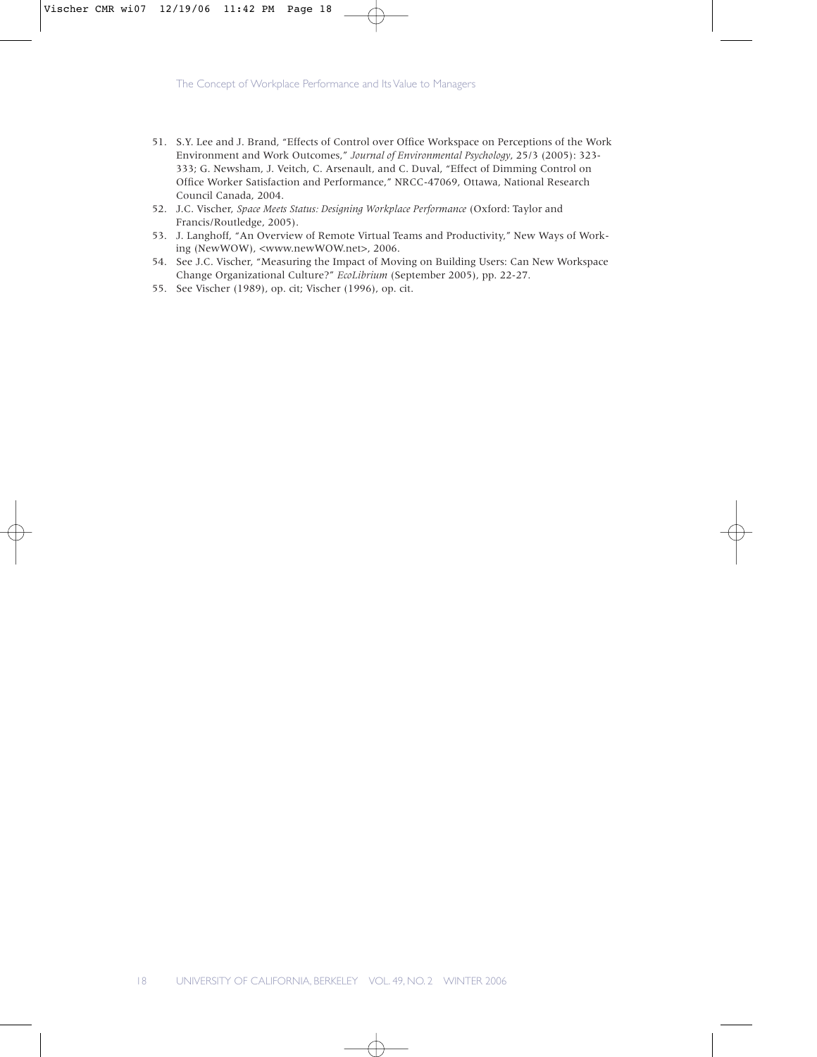51. S.Y. Lee and J. Brand, "Effects of Control over Office Workspace on Perceptions of the Work Environment and Work Outcomes," *Journal of Environmental Psychology*, 25/3 (2005): 323-333; G. Newsham, J. Veitch, C. Arsenault, and C. Duval, "Effect of Dimming Control on Office Worker Satisfaction and Performance," NRCC-47069, Ottawa, National Research Council Canada, 2004.
52. J.C. Vischer, *Space Meets Status: Designing Workplace Performance* (Oxford: Taylor and Francis/Routledge, 2005).
53. J. Langhoff, "An Overview of Remote Virtual Teams and Productivity," New Ways of Working (NewWOW), <www.newWOW.net>, 2006.
54. See J.C. Vischer, "Measuring the Impact of Moving on Building Users: Can New Workspace Change Organizational Culture?" *EcoLibrium* (September 2005), pp. 22-27.
55. See Vischer (1989), op. cit; Vischer (1996), op. cit.